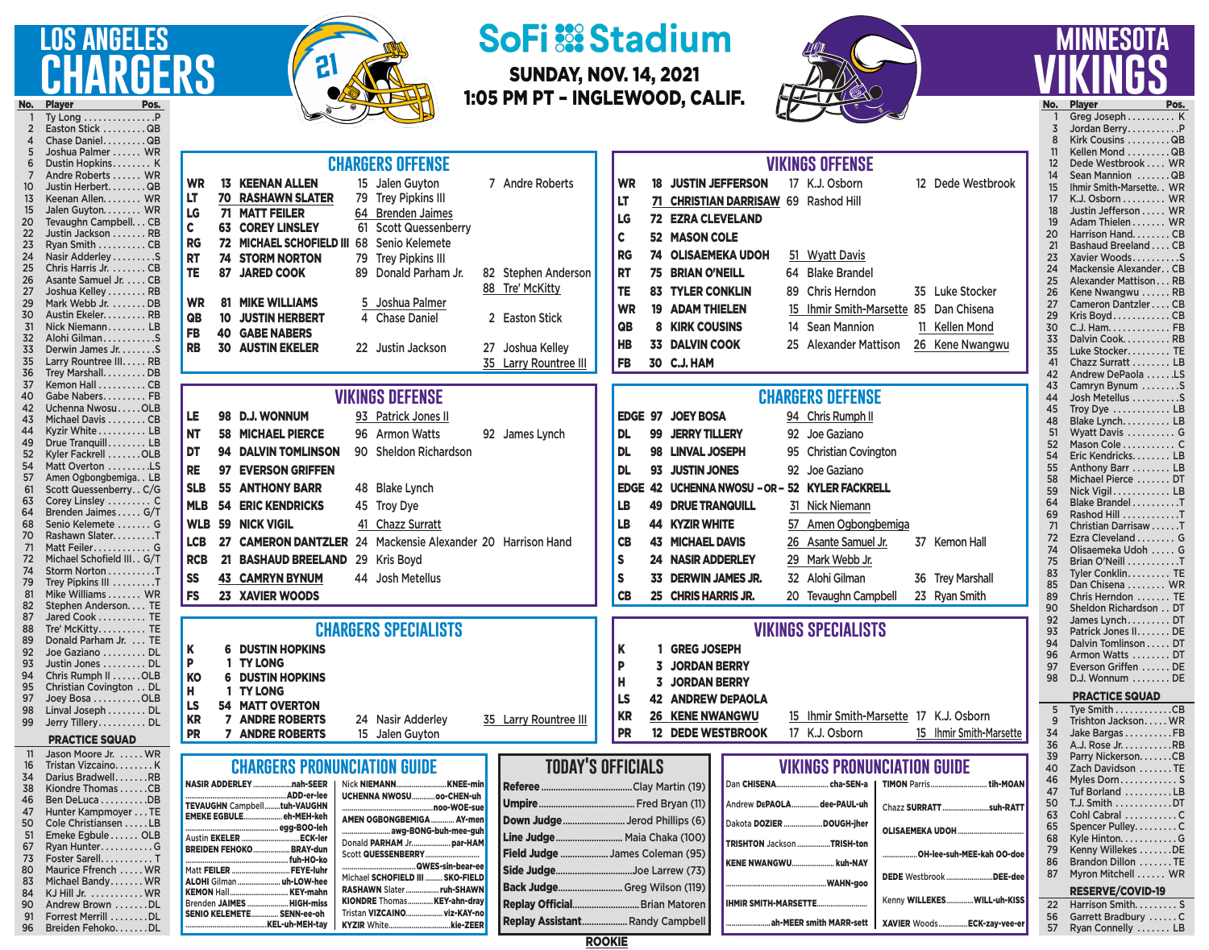# SoFi Stadium

**SUNDAY, NOV. 14, 2021**
**1:05 PM PT – INGLEWOOD, CALIF.**

## LOS ANGELES CHARGERS

| No. | Player | Pos. |
|---|---|---|
| 1 | Ty Long | P |
| 2 | Easton Stick | QB |
| 4 | Chase Daniel | QB |
| 5 | Joshua Palmer | WR |
| 6 | Dustin Hopkins | K |
| 7 | Andre Roberts | WR |
| 10 | Justin Herbert | QB |
| 13 | Keenan Allen | WR |
| 15 | Jalen Guyton | WR |
| 20 | Tevaughn Campbell | CB |
| 22 | Justin Jackson | RB |
| 23 | Ryan Smith | CB |
| 24 | Nasir Adderley | S |
| 25 | Chris Harris Jr. | CB |
| 26 | Asante Samuel Jr. | CB |
| 27 | Joshua Kelley | RB |
| 29 | Mark Webb Jr. | DB |
| 30 | Austin Ekeler | RB |
| 31 | Nick Niemann | LB |
| 32 | Alohi Gilman | S |
| 33 | Derwin James Jr. | S |
| 35 | Larry Rountree III | RB |
| 36 | Trey Marshall | DB |
| 37 | Kemon Hall | CB |
| 40 | Gabe Nabers | FB |
| 42 | Uchenna Nwosu | OLB |
| 43 | Michael Davis | CB |
| 44 | Kyzir White | LB |
| 49 | Drue Tranquill | LB |
| 52 | Kyler Fackrell | OLB |
| 54 | Matt Overton | LS |
| 57 | Amen Ogbongbemiga | LB |
| 61 | Scott Quessenberry | C/G |
| 63 | Corey Linsley | C |
| 64 | Brenden Jaimes | G/T |
| 68 | Senio Kelemete | G |
| 70 | Rashawn Slater | T |
| 71 | Matt Feiler | G |
| 72 | Michael Schofield III | G/T |
| 74 | Storm Norton | T |
| 79 | Trey Pipkins III | T |
| 81 | Mike Williams | WR |
| 82 | Stephen Anderson | TE |
| 87 | Jared Cook | TE |
| 88 | Tre' McKitty | TE |
| 89 | Donald Parham Jr. | TE |
| 92 | Joe Gaziano | DL |
| 93 | Justin Jones | DL |
| 94 | Chris Rumph II | OLB |
| 95 | Christian Covington | DL |
| 97 | Joey Bosa | OLB |
| 98 | Linval Joseph | DL |
| 99 | Jerry Tillery | DL |

**PRACTICE SQUAD**

| No. | Player | Pos. |
|---|---|---|
| 11 | Jason Moore Jr. | WR |
| 16 | Tristan Vizcaino | K |
| 34 | Darius Bradwell | RB |
| 38 | Kiondre Thomas | CB |
| 46 | Ben DeLuca | DB |
| 47 | Hunter Kampmoyer | TE |
| 50 | Cole Christiansen | LB |
| 51 | Emeke Egbule | OLB |
| 67 | Ryan Hunter | G |
| 73 | Foster Sarell | T |
| 80 | Maurice Ffrench | WR |
| 83 | Michael Bandy | WR |
| 84 | KJ Hill Jr. | WR |
| 90 | Andrew Brown | DL |
| 91 | Forrest Merrill | DL |
| 96 | Breiden Fehoko | DL |

## MINNESOTA VIKINGS

| No. | Player | Pos. |
|---|---|---|
| 1 | Greg Joseph | K |
| 3 | Jordan Berry | P |
| 8 | Kirk Cousins | QB |
| 11 | Kellen Mond | QB |
| 12 | Dede Westbrook | WR |
| 14 | Sean Mannion | QB |
| 15 | Ihmir Smith-Marsette | WR |
| 17 | K.J. Osborn | WR |
| 18 | Justin Jefferson | WR |
| 19 | Adam Thielen | WR |
| 20 | Harrison Hand | CB |
| 21 | Bashaud Breeland | CB |
| 23 | Xavier Woods | S |
| 24 | Mackensie Alexander | CB |
| 25 | Alexander Mattison | RB |
| 26 | Kene Nwangwu | RB |
| 27 | Cameron Dantzler | CB |
| 29 | Kris Boyd | CB |
| 30 | C.J. Ham | FB |
| 33 | Dalvin Cook | RB |
| 35 | Luke Stocker | TE |
| 41 | Chazz Surratt | LB |
| 42 | Andrew DePaola | LS |
| 43 | Camryn Bynum | S |
| 44 | Josh Metellus | S |
| 45 | Troy Dye | LB |
| 48 | Blake Lynch | LB |
| 51 | Wyatt Davis | G |
| 52 | Mason Cole | C |
| 54 | Eric Kendricks | LB |
| 55 | Anthony Barr | LB |
| 58 | Michael Pierce | DT |
| 59 | Nick Vigil | LB |
| 64 | Blake Brandel | T |
| 69 | Rashod Hill | T |
| 71 | Christian Darrisaw | T |
| 72 | Ezra Cleveland | G |
| 74 | Olisaemeka Udoh | G |
| 75 | Brian O'Neill | T |
| 83 | Tyler Conklin | TE |
| 85 | Dan Chisena | WR |
| 89 | Chris Herndon | TE |
| 90 | Sheldon Richardson | DT |
| 92 | James Lynch | DT |
| 93 | Patrick Jones II | DE |
| 94 | Dalvin Tomlinson | DT |
| 96 | Armon Watts | DT |
| 97 | Everson Griffen | DE |
| 98 | D.J. Wonnum | DE |

**PRACTICE SQUAD**

| No. | Player | Pos. |
|---|---|---|
| 5 | Tye Smith | CB |
| 9 | Trishton Jackson | WR |
| 34 | Jake Bargas | FB |
| 36 | A.J. Rose Jr. | RB |
| 39 | Parry Nickerson | CB |
| 40 | Zach Davidson | TE |
| 46 | Myles Dorn | S |
| 47 | Tuf Borland | LB |
| 50 | T.J. Smith | DT |
| 63 | Cohl Cabral | C |
| 65 | Spencer Pulley | C |
| 68 | Kyle Hinton | G |
| 79 | Kenny Willekes | DE |
| 86 | Brandon Dillon | TE |
| 87 | Myron Mitchell | WR |

**RESERVE/COVID-19**

| No. | Player | Pos. |
|---|---|---|
| 22 | Harrison Smith | S |
| 56 | Garrett Bradbury | C |
| 57 | Ryan Connelly | LB |

## CHARGERS OFFENSE

| Pos. | Starter | Backup | Backup |
|---|---|---|---|
| WR | 13 KEENAN ALLEN | 15 Jalen Guyton | 7 Andre Roberts |
| LT | 70 RASHAWN SLATER | 79 Trey Pipkins III | |
| LG | 71 MATT FEILER | 64 Brenden Jaimes | |
| C | 63 COREY LINSLEY | 61 Scott Quessenberry | |
| RG | 72 MICHAEL SCHOFIELD III | 68 Senio Kelemete | |
| RT | 74 STORM NORTON | 79 Trey Pipkins III | |
| TE | 87 JARED COOK | 89 Donald Parham Jr. | 82 Stephen Anderson, 88 Tre' McKitty |
| WR | 81 MIKE WILLIAMS | 5 Joshua Palmer | |
| QB | 10 JUSTIN HERBERT | 4 Chase Daniel | 2 Easton Stick |
| FB | 40 GABE NABERS | | |
| RB | 30 AUSTIN EKELER | 22 Justin Jackson | 27 Joshua Kelley, 35 Larry Rountree III |

## VIKINGS OFFENSE

| Pos. | Starter | Backup | Backup |
|---|---|---|---|
| WR | 18 JUSTIN JEFFERSON | 17 K.J. Osborn | 12 Dede Westbrook |
| LT | 71 CHRISTIAN DARRISAW | 69 Rashod Hill | |
| LG | 72 EZRA CLEVELAND | | |
| C | 52 MASON COLE | | |
| RG | 74 OLISAEMEKA UDOH | 51 Wyatt Davis | |
| RT | 75 BRIAN O'NEILL | 64 Blake Brandel | |
| TE | 83 TYLER CONKLIN | 89 Chris Herndon | 35 Luke Stocker |
| WR | 19 ADAM THIELEN | 15 Ihmir Smith-Marsette | 85 Dan Chisena |
| QB | 8 KIRK COUSINS | 14 Sean Mannion | 11 Kellen Mond |
| HB | 33 DALVIN COOK | 25 Alexander Mattison | 26 Kene Nwangwu |
| FB | 30 C.J. HAM | | |

## VIKINGS DEFENSE

| Pos. | Starter | Backup | Backup |
|---|---|---|---|
| LE | 98 D.J. WONNUM | 93 Patrick Jones II | |
| NT | 58 MICHAEL PIERCE | 96 Armon Watts | 92 James Lynch |
| DT | 94 DALVIN TOMLINSON | 90 Sheldon Richardson | |
| RE | 97 EVERSON GRIFFEN | | |
| SLB | 55 ANTHONY BARR | 48 Blake Lynch | |
| MLB | 54 ERIC KENDRICKS | 45 Troy Dye | |
| WLB | 59 NICK VIGIL | 41 Chazz Surratt | |
| LCB | 27 CAMERON DANTZLER | 24 Mackensie Alexander | 20 Harrison Hand |
| RCB | 21 BASHAUD BREELAND | 29 Kris Boyd | |
| SS | 43 CAMRYN BYNUM | 44 Josh Metellus | |
| FS | 23 XAVIER WOODS | | |

## CHARGERS DEFENSE

| Pos. | Starter | Backup | Backup |
|---|---|---|---|
| EDGE | 97 JOEY BOSA | 94 Chris Rumph II | |
| DL | 99 JERRY TILLERY | 92 Joe Gaziano | |
| DL | 98 LINVAL JOSEPH | 95 Christian Covington | |
| DL | 93 JUSTIN JONES | 92 Joe Gaziano | |
| EDGE | 42 UCHENNA NWOSU – OR – 52 KYLER FACKRELL | | |
| LB | 49 DRUE TRANQUILL | 31 Nick Niemann | |
| LB | 44 KYZIR WHITE | 57 Amen Ogbongbemiga | |
| CB | 43 MICHAEL DAVIS | 26 Asante Samuel Jr. | 37 Kemon Hall |
| S | 24 NASIR ADDERLEY | 29 Mark Webb Jr. | |
| S | 33 DERWIN JAMES JR. | 32 Alohi Gilman | 36 Trey Marshall |
| CB | 25 CHRIS HARRIS JR. | 20 Tevaughn Campbell | 23 Ryan Smith |

## CHARGERS SPECIALISTS

| Pos. | Starter | Backup | Backup |
|---|---|---|---|
| K | 6 DUSTIN HOPKINS | | |
| P | 1 TY LONG | | |
| KO | 6 DUSTIN HOPKINS | | |
| H | 1 TY LONG | | |
| LS | 54 MATT OVERTON | | |
| KR | 7 ANDRE ROBERTS | 24 Nasir Adderley | 35 Larry Rountree III |
| PR | 7 ANDRE ROBERTS | 15 Jalen Guyton | |

## VIKINGS SPECIALISTS

| Pos. | Starter | Backup | Backup |
|---|---|---|---|
| K | 1 GREG JOSEPH | | |
| P | 3 JORDAN BERRY | | |
| H | 3 JORDAN BERRY | | |
| LS | 42 ANDREW DEPAOLA | | |
| KR | 26 KENE NWANGWU | 15 Ihmir Smith-Marsette | 17 K.J. Osborn |
| PR | 12 DEDE WESTBROOK | 17 K.J. Osborn | 15 Ihmir Smith-Marsette |

## CHARGERS PRONUNCIATION GUIDE

- **NASIR ADDERLEY** — nah-SEER ADD-er-lee
- **TEVAUGHN** Campbell — tuh-VAUGHN
- **EMEKE EGBULE** — eh-MEH-keh egg-BOO-leh
- Austin **EKELER** — ECK-ler
- **BREIDEN FEHOKO** — BRAY-dun fuh-HO-ko
- Matt **FEILER** — FEYE-luhr
- **ALOHI** Gilman — uh-LOW-hee
- **KEMON** Hall — KEY-mahn
- Brenden **JAIMES** — HIGH-mis
- **SENIO KELEMETE** — SENN-ee-oh KEL-uh-MEH-tay
- Nick **NIEMANN** — KNEE-min
- **UCHENNA NWOSU** — oo-CHEN-uh noo-WOE-sue
- **AMEN OGBONGBEMIGA** — AY-men awg-BONG-buh-mee-guh
- Donald **PARHAM** Jr. — par-HAM
- Scott **QUESSENBERRY** — QWES-sin-bear-ee
- Michael **SCHOFIELD III** — SKO-FIELD
- **RASHAWN** Slater — ruh-SHAWN
- **KIONDRE** Thomas — KEY-ahn-dray
- Tristan **VIZCAINO** — viz-KAY-no
- **KYZIR** White — kie-ZEER

## TODAY'S OFFICIALS

| Position | Official |
|---|---|
| Referee | Clay Martin (19) |
| Umpire | Fred Bryan (11) |
| Down Judge | Jerod Phillips (6) |
| Line Judge | Maia Chaka (100) |
| Field Judge | James Coleman (95) |
| Side Judge | Joe Larrew (73) |
| Back Judge | Greg Wilson (119) |
| Replay Official | Brian Matoren |
| Replay Assistant | Randy Campbell |

## VIKINGS PRONUNCIATION GUIDE

- Dan **CHISENA** — cha-SEN-a
- Andrew **DEPAOLA** — dee-PAUL-uh
- Dakota **DOZIER** — DOUGH-jher
- **TRISHTON** Jackson — TRISH-ton
- **KENE NWANGWU** — kuh-NAY WAHN-goo
- **IHMIR SMITH-MARSETTE** — ah-MEER smith MARR-sett
- **TIMON** Parris — tih-MOAN
- Chazz **SURRATT** — suh-RATT
- **OLISAEMEKA UDOH** — OH-lee-suh-MEE-kah OO-doe
- **DEDE** Westbrook — DEE-dee
- Kenny **WILLEKES** — WILL-uh-KISS
- **XAVIER** Woods — ECK-zay-vee-er

ROOKIE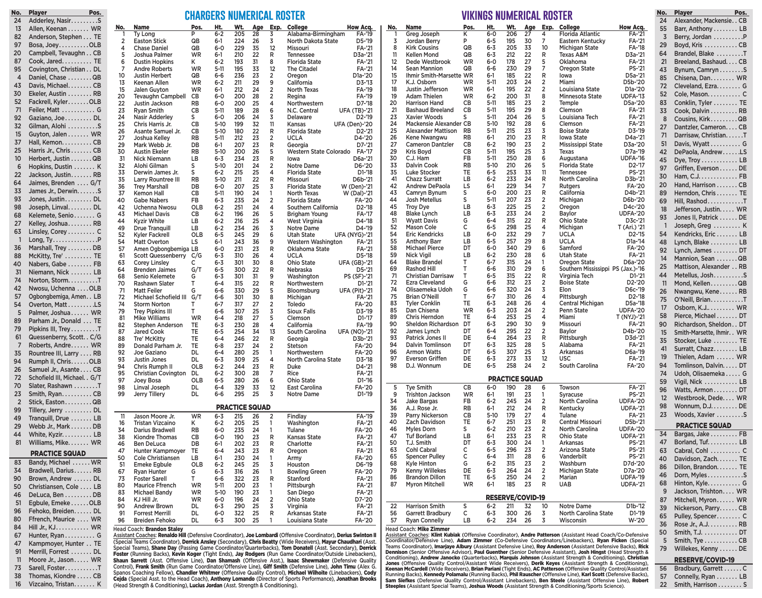| No. | Player | Pos. |
|---|---|---|
| 24 | Adderley, Nasir | S |
| 13 | Allen, Keenan | WR |
| 82 | Anderson, Stephen | TE |
| 97 | Bosa, Joey | OLB |
| 20 | Campbell, Tevaughn | CB |
| 87 | Cook, Jared | TE |
| 95 | Covington, Christian | DL |
| 4 | Daniel, Chase | QB |
| 43 | Davis, Michael | CB |
| 30 | Ekeler, Austin | RB |
| 52 | Fackrell, Kyler | OLB |
| 71 | Feiler, Matt | G |
| 92 | Gaziano, Joe | DL |
| 32 | Gilman, Alohi | S |
| 15 | Guyton, Jalen | WR |
| 37 | Hall, Kemon | CB |
| 25 | Harris Jr., Chris | CB |
| 10 | Herbert, Justin | QB |
| 6 | Hopkins, Dustin | K |
| 22 | Jackson, Justin | RB |
| 64 | Jaimes, Brenden | G/T |
| 33 | James Jr., Derwin | S |
| 93 | Jones, Justin | DL |
| 98 | Joseph, Linval | DL |
| 68 | Kelemete, Senio | G |
| 27 | Kelley, Joshua | RB |
| 63 | Linsley, Corey | C |
| 1 | Long, Ty | P |
| 36 | Marshall, Trey | DB |
| 88 | McKitty, Tre' | TE |
| 40 | Nabers, Gabe | FB |
| 31 | Niemann, Nick | LB |
| 74 | Norton, Storm | T |
| 42 | Nwosu, Uchenna | OLB |
| 57 | Ogbongbemiga, Amen | LB |
| 54 | Overton, Matt | LS |
| 5 | Palmer, Joshua | WR |
| 89 | Parham Jr., Donald | TE |
| 79 | Pipkins III, Trey | T |
| 61 | Quessenberry, Scott | C/G |
| 7 | Roberts, Andre | WR |
| 35 | Rountree III, Larry | RB |
| 94 | Rumph II, Chris | OLB |
| 26 | Samuel Jr., Asante | CB |
| 72 | Schofield III, Michael | G/T |
| 70 | Slater, Rashawn | T |
| 23 | Smith, Ryan | CB |
| 2 | Stick, Easton | QB |
| 99 | Tillery, Jerry | DL |
| 49 | Tranquill, Drue | LB |
| 29 | Webb Jr., Mark | DB |
| 44 | White, Kyzir | LB |
| 81 | Williams, Mike | WR |

**PRACTICE SQUAD**

| No. | Player | Pos. |
|---|---|---|
| 83 | Bandy, Michael | WR |
| 34 | Bradwell, Darius | RB |
| 90 | Brown, Andrew | DL |
| 50 | Christiansen, Cole | LB |
| 46 | DeLuca, Ben | DB |
| 51 | Egbule, Emeke | OLB |
| 96 | Fehoko, Breiden | DL |
| 80 | Ffrench, Maurice | WR |
| 84 | Hill Jr., KJ | WR |
| 67 | Hunter, Ryan | G |
| 47 | Kampmoyer, Hunter | TE |
| 91 | Merrill, Forrest | DL |
| 11 | Moore Jr., Jason | WR |
| 73 | Sarell, Foster | T |
| 38 | Thomas, Kiondre | CB |
| 16 | Vizcaino, Tristan | K |

# CHARGERS NUMERICAL ROSTER

| No. | Name | Pos. | Ht. | Wt. | Age | Exp. | College | How Acq. |
|---|---|---|---|---|---|---|---|---|
| 1 | Ty Long | P | 6-2 | 205 | 28 | 3 | Alabama-Birmingham | FA-'19 |
| 2 | Easton Stick | QB | 6-1 | 224 | 26 | 3 | North Dakota State | D5-'19 |
| 4 | Chase Daniel | QB | 6-0 | 229 | 35 | 12 | Missouri | FA-'21 |
| 5 | Joshua Palmer | WR | 6-1 | 210 | 22 | R | Tennessee | D3a-'21 |
| 6 | Dustin Hopkins | K | 6-2 | 193 | 31 | 8 | Florida State | FA-'21 |
| 7 | Andre Roberts | WR | 5-11 | 195 | 33 | 12 | The Citadel | FA-'21 |
| 10 | Justin Herbert | QB | 6-6 | 236 | 23 | 2 | Oregon | D1a-'20 |
| 13 | Keenan Allen | WR | 6-2 | 211 | 29 | 9 | California | D3-'13 |
| 15 | Jalen Guyton | WR | 6-1 | 212 | 24 | 2 | North Texas | FA-'19 |
| 20 | Tevaughn Campbell | CB | 6-0 | 200 | 28 | 2 | Regina | FA-'19 |
| 22 | Justin Jackson | RB | 6-0 | 200 | 25 | 4 | Northwestern | D7-'18 |
| 23 | Ryan Smith | CB | 5-11 | 189 | 28 | 6 | N.C. Central | UFA (TB)-'21 |
| 24 | Nasir Adderley | S | 6-0 | 206 | 24 | 3 | Delaware | D2-'19 |
| 25 | Chris Harris Jr. | CB | 5-10 | 199 | 32 | 11 | Kansas | UFA (Den)-'20 |
| 26 | Asante Samuel Jr. | CB | 5-10 | 180 | 22 | R | Florida State | D2-'21 |
| 27 | Joshua Kelley | RB | 5-11 | 212 | 23 | 2 | UCLA | D4-'20 |
| 29 | Mark Webb Jr. | DB | 6-1 | 207 | 23 | R | Georgia | D7-'21 |
| 30 | Austin Ekeler | RB | 5-10 | 200 | 26 | 5 | Western State Colorado | FA-'17 |
| 31 | Nick Niemann | LB | 6-3 | 234 | 23 | R | Iowa | D6a-'21 |
| 32 | Alohi Gilman | S | 5-10 | 201 | 24 | 2 | Notre Dame | D6-'20 |
| 33 | Derwin James Jr. | S | 6-2 | 215 | 25 | 4 | Florida State | D1-'18 |
| 35 | Larry Rountree III | RB | 5-10 | 211 | 22 | R | Missouri | D6b-'21 |
| 36 | Trey Marshall | DB | 6-0 | 207 | 25 | 3 | Florida State | W (Den)-'21 |
| 37 | Kemon Hall | CB | 5-11 | 190 | 24 | 1 | North Texas | W (Dal)-'21 |
| 40 | Gabe Nabers | FB | 6-3 | 235 | 24 | 2 | Florida State | FA-'20 |
| 42 | Uchenna Nwosu | OLB | 6-2 | 251 | 24 | 4 | Southern California | D2-'18 |
| 43 | Michael Davis | CB | 6-2 | 196 | 26 | 5 | Brigham Young | FA-'17 |
| 44 | Kyzir White | LB | 6-2 | 216 | 25 | 4 | West Virginia | D4-'18 |
| 49 | Drue Tranquill | LB | 6-2 | 234 | 26 | 3 | Notre Dame | D4-'19 |
| 52 | Kyler Fackrell | OLB | 6-5 | 245 | 29 | 6 | Utah State | UFA (NYG)-'21 |
| 54 | Matt Overton | LS | 6-1 | 243 | 36 | 9 | Western Washington | FA-'21 |
| 57 | Amen Ogbongbemiga | LB | 6-0 | 231 | 23 | R | Oklahoma State | FA-'21 |
| 61 | Scott Quessenberry | C/G | 6-3 | 310 | 26 | 4 | UCLA | D5-'18 |
| 63 | Corey Linsley | C | 6-3 | 301 | 30 | 8 | Ohio State | UFA (GB)-'21 |
| 64 | Brenden Jaimes | G/T | 6-5 | 300 | 22 | R | Nebraska | D5-'21 |
| 68 | Senio Kelemete | G | 6-3 | 301 | 31 | 9 | Washington | PS (SF)-'21 |
| 70 | Rashawn Slater | T | 6-4 | 315 | 22 | R | Northwestern | D1-'21 |
| 71 | Matt Feiler | G | 6-6 | 330 | 29 | 5 | Bloomsburg | UFA (Pit)-'21 |
| 72 | Michael Schofield III | G/T | 6-6 | 301 | 30 | 8 | Michigan | FA-'21 |
| 74 | Storm Norton | T | 6-7 | 317 | 27 | 2 | Toledo | FA-'20 |
| 79 | Trey Pipkins III | T | 6-6 | 307 | 25 | 3 | Sioux Falls | D3-'19 |
| 81 | Mike Williams | WR | 6-4 | 218 | 27 | 5 | Clemson | D1-'17 |
| 82 | Stephen Anderson | TE | 6-3 | 230 | 28 | 4 | California | FA-'19 |
| 87 | Jared Cook | TE | 6-5 | 254 | 34 | 13 | South Carolina | UFA (NO)-'21 |
| 88 | Tre' McKitty | TE | 6-4 | 246 | 22 | R | Georgia | D3b-'21 |
| 89 | Donald Parham Jr. | TE | 6-8 | 237 | 24 | 2 | Stetson | FA-'20 |
| 92 | Joe Gaziano | DL | 6-4 | 280 | 25 | 1 | Northwestern | FA-'20 |
| 93 | Justin Jones | DL | 6-3 | 309 | 25 | 4 | North Carolina State | D3-'18 |
| 94 | Chris Rumph II | OLB | 6-2 | 244 | 23 | R | Duke | D4-'21 |
| 95 | Christian Covington | DL | 6-2 | 300 | 28 | 7 | Rice | FA-'21 |
| 97 | Joey Bosa | OLB | 6-5 | 280 | 26 | 6 | Ohio State | D1-'16 |
| 98 | Linval Joseph | DL | 6-4 | 329 | 33 | 12 | East Carolina | FA-'20 |
| 99 | Jerry Tillery | DL | 6-6 | 295 | 25 | 3 | Notre Dame | D1-'19 |

**PRACTICE SQUAD**

| No. | Name | Pos. | Ht. | Wt. | Age | Exp. | College | How Acq. |
|---|---|---|---|---|---|---|---|---|
| 11 | Jason Moore Jr. | WR | 6-3 | 215 | 26 | 2 | Findlay | FA-'19 |
| 16 | Tristan Vizcaino | K | 6-2 | 205 | 25 | 1 | Washington | FA-'21 |
| 34 | Darius Bradwell | RB | 6-0 | 235 | 24 | 1 | Tulane | FA-'20 |
| 38 | Kiondre Thomas | CB | 6-0 | 190 | 23 | R | Kansas State | FA-'21 |
| 46 | Ben DeLuca | DB | 6-1 | 202 | 23 | R | Charlotte | FA-'21 |
| 47 | Hunter Kampmoyer | TE | 6-4 | 243 | 23 | R | Oregon | FA-'21 |
| 50 | Cole Christiansen | LB | 6-1 | 230 | 24 | 1 | Army | FA-'20 |
| 51 | Emeke Egbule | OLB | 6-2 | 245 | 25 | 3 | Houston | D6-'19 |
| 67 | Ryan Hunter | G | 6-3 | 316 | 26 | 1 | Bowling Green | FA-'20 |
| 73 | Foster Sarell | T | 6-6 | 322 | 23 | R | Stanford | FA-'21 |
| 80 | Maurice Ffrench | WR | 5-11 | 200 | 23 | 1 | Pittsburgh | FA-'21 |
| 83 | Michael Bandy | WR | 5-10 | 190 | 23 | 1 | San Diego | FA-'21 |
| 84 | KJ Hill Jr. | WR | 6-0 | 196 | 24 | 2 | Ohio State | D7-'20 |
| 90 | Andrew Brown | DL | 6-3 | 290 | 25 | 3 | Virginia | FA-'21 |
| 91 | Forrest Merrill | DL | 6-0 | 322 | 25 | R | Arkansas State | FA-'21 |
| 96 | Breiden Fehoko | DL | 6-3 | 300 | 25 | 1 | Louisiana State | FA-'20 |

Head Coach: **Brandon Staley**

Assistant Coaches: **Renaldo Hill** (Defensive Coordinator), **Joe Lombardi** (Offensive Coordinator), **Derius Swinton II** (Special Teams Coordinator), **Derrick Ansley** (Secondary), **Chris Beatty** (Wide Receivers), **Mayur Chaudhari** (Asst. Special Teams), **Shane Day** (Passing Game Coordinator/Quarterbacks), **Tom Donatell** (Asst. Secondary), **Derrick Foster** (Running Backs), **Kevin Koger** (Tight Ends), **Jay Rodgers** (Run Game Coordinator/Outside Linebackers), **Shaun Sarrett** (Asst. Offensive Line), **Dan Shamash** (Offensive Asst.), **Isaac Shewmaker** (Defensive Quality Control), **Frank Smith** (Run Game Coordinator/Offensive Line), **Giff Smith** (Defensive Line), **John Timu** (Alex G. Spanos Coaching Fellow), **Chandler Whitmer** (Offensive Quality Control), **Michael Wilhoite** (Linebackers), **Cody Cejda** (Special Asst. to the Head Coach), **Anthony Lomando** (Director of Sports Performance), **Jonathan Brooks** (Head Strength & Conditioning), **Lucius Jordan** (Asst. Strength & Conditioning).

# VIKINGS NUMERICAL ROSTER

| No. | Name | Pos. | Ht. | Wt. | Age | Exp. | College | How Acq. |
|---|---|---|---|---|---|---|---|---|
| 1 | Greg Joseph | K | 6-0 | 206 | 27 | 4 | Florida Atlantic | FA-'21 |
| 3 | Jordan Berry | P | 6-5 | 195 | 30 | 7 | Eastern Kentucky | FA-'21 |
| 8 | Kirk Cousins | QB | 6-3 | 205 | 33 | 10 | Michigan State | FA-'18 |
| 11 | Kellen Mond | QB | 6-3 | 212 | 22 | R | Texas A&M | D3a-'21 |
| 12 | Dede Westbrook | WR | 6-0 | 178 | 27 | 5 | Oklahoma | FA-'21 |
| 14 | Sean Mannion | QB | 6-6 | 230 | 29 | 7 | Oregon State | PS-'21 |
| 15 | Ihmir Smith-Marsette | WR | 6-1 | 185 | 22 | R | Iowa | D5a-'21 |
| 17 | K.J. Osborn | WR | 5-11 | 203 | 24 | 2 | Miami | D5b-'20 |
| 18 | Justin Jefferson | WR | 6-1 | 195 | 22 | 2 | Louisiana State | D1a-'20 |
| 19 | Adam Thielen | WR | 6-2 | 200 | 31 | 8 | Minnesota State | UDFA-'13 |
| 20 | Harrison Hand | CB | 5-11 | 185 | 23 | 2 | Temple | D5a-'20 |
| 21 | Bashaud Breeland | CB | 5-11 | 195 | 29 | 8 | Clemson | FA-'21 |
| 23 | Xavier Woods | S | 5-11 | 204 | 26 | 5 | Louisiana Tech | FA-'21 |
| 24 | Mackensie Alexander | CB | 5-10 | 192 | 28 | 6 | Clemson | FA-'21 |
| 25 | Alexander Mattison | RB | 5-11 | 215 | 23 | 3 | Boise State | D3-'19 |
| 26 | Kene Nwangwu | RB | 6-1 | 210 | 23 | R | Iowa State | D4a-'21 |
| 27 | Cameron Dantzler | CB | 6-2 | 190 | 23 | 2 | Mississippi State | D3a-'20 |
| 29 | Kris Boyd | CB | 5-11 | 195 | 25 | 3 | Texas | D7a-'19 |
| 30 | C.J. Ham | FB | 5-11 | 250 | 28 | 6 | Augustana | UDFA-'16 |
| 33 | Dalvin Cook | RB | 5-10 | 210 | 26 | 5 | Florida State | D2-'17 |
| 35 | Luke Stocker | TE | 6-5 | 253 | 33 | 11 | Tennessee | PS-'21 |
| 41 | Chazz Surratt | LB | 6-2 | 233 | 24 | R | North Carolina | D3b-'21 |
| 42 | Andrew DePaola | LS | 6-1 | 229 | 34 | 7 | Rutgers | FA-'20 |
| 43 | Camryn Bynum | S | 6-0 | 200 | 23 | R | California | D4b-'21 |
| 44 | Josh Metellus | S | 5-11 | 207 | 23 | 2 | Michigan | D6b-'20 |
| 45 | Troy Dye | LB | 6-3 | 225 | 25 | 2 | Oregon | D4c-'20 |
| 48 | Blake Lynch | LB | 6-3 | 233 | 24 | 2 | Baylor | UDFA-'20 |
| 51 | Wyatt Davis | G | 6-4 | 315 | 22 | R | Ohio State | D3c-'21 |
| 52 | Mason Cole | C | 6-5 | 298 | 25 | 4 | Michigan | T (Ari.) '21 |
| 54 | Eric Kendricks | LB | 6-0 | 232 | 29 | 7 | UCLA | D2-'15 |
| 55 | Anthony Barr | LB | 6-5 | 257 | 29 | 8 | UCLA | D1a-'14 |
| 58 | Michael Pierce | DT | 6-0 | 340 | 29 | 6 | Samford | FA-'20 |
| 59 | Nick Vigil | LB | 6-2 | 230 | 28 | 6 | Utah State | FA-'21 |
| 64 | Blake Brandel | T | 6-7 | 315 | 24 | 1 | Oregon State | D6a-'20 |
| 69 | Rashod Hill | T | 6-6 | 310 | 29 | 6 | Southern Mississippi | PS (Jax.)-'16 |
| 71 | Christian Darrisaw | T | 6-5 | 315 | 22 | R | Virginia Tech | D1-'21 |
| 72 | Ezra Cleveland | G | 6-6 | 312 | 23 | 2 | Boise State | D2-'20 |
| 74 | Olisaemeka Udoh | G | 6-6 | 320 | 24 | 3 | Elon | D6c-'19 |
| 75 | Brian O'Neill | T | 6-7 | 310 | 26 | 4 | Pittsburgh | D2-'18 |
| 83 | Tyler Conklin | TE | 6-3 | 248 | 26 | 4 | Central Michigan | D5a-'18 |
| 85 | Dan Chisena | WR | 6-3 | 203 | 24 | 2 | Penn State | UDFA-'20 |
| 89 | Chris Herndon | TE | 6-4 | 253 | 25 | 4 | Miami | T (NYJ)-'21 |
| 90 | Sheldon Richardson | DT | 6-3 | 290 | 30 | 9 | Missouri | FA-'21 |
| 92 | James Lynch | DT | 6-4 | 295 | 22 | 2 | Baylor | D4b-'20 |
| 93 | Patrick Jones II | DE | 6-4 | 264 | 23 | R | Pittsburgh | D3d-'21 |
| 94 | Dalvin Tomlinson | DT | 6-3 | 325 | 28 | 5 | Alabama | FA-'21 |
| 96 | Armon Watts | DT | 6-5 | 307 | 25 | 3 | Arkansas | D6a-'19 |
| 97 | Everson Griffen | DE | 6-3 | 273 | 33 | 12 | USC | FA-'21 |
| 98 | D.J. Wonnum | DE | 6-5 | 258 | 24 | 2 | South Carolina | FA-'20 |

**PRACTICE SQUAD**

| No. | Name | Pos. | Ht. | Wt. | Age | Exp. | College | How Acq. |
|---|---|---|---|---|---|---|---|---|
| 5 | Tye Smith | CB | 6-0 | 190 | 28 | 6 | Towson | FA-'21 |
| 9 | Trishton Jackson | WR | 6-1 | 191 | 23 | 1 | Syracuse | PS-'21 |
| 34 | Jake Bargas | FB | 6-2 | 245 | 24 | 2 | North Carolina | UDFA-'20 |
| 36 | A.J. Rose Jr. | RB | 6-1 | 212 | 24 | R | Kentucky | UDFA-'21 |
| 39 | Parry Nickerson | CB | 5-10 | 179 | 27 | 4 | Tulane | FA-'21 |
| 40 | Zach Davidson | TE | 6-7 | 251 | 23 | R | Central Missouri | D5b-'21 |
| 46 | Myles Dorn | S | 6-2 | 210 | 23 | 2 | North Carolina | UDFA-'20 |
| 47 | Tuf Borland | LB | 6-1 | 233 | 23 | R | Ohio State | UDFA-'21 |
| 50 | T.J. Smith | DT | 6-3 | 300 | 24 | 1 | Arkansas | PS-'21 |
| 63 | Cohl Cabral | C | 6-5 | 296 | 23 | 2 | Arizona State | PS-'21 |
| 65 | Spencer Pulley | C | 6-4 | 311 | 28 | 6 | Vanderbilt | PS-'21 |
| 68 | Kyle Hinton | G | 6-2 | 315 | 23 | 2 | Washburn | D7d-'20 |
| 79 | Kenny Willekes | DE | 6-3 | 264 | 24 | 2 | Michigan State | D7a-'20 |
| 86 | Brandon Dillon | TE | 6-5 | 250 | 24 | 2 | Marian | UDFA-'19 |
| 87 | Myron Mitchell | WR | 6-1 | 185 | 23 | R | UAB | UDFA-'21 |

**RESERVE/COVID-19**

| No. | Name | Pos. | Ht. | Wt. | Age | Exp. | College | How Acq. |
|---|---|---|---|---|---|---|---|---|
| 22 | Harrison Smith | S | 6-2 | 211 | 32 | 10 | Notre Dame | D1b-'12 |
| 56 | Garrett Bradbury | C | 6-3 | 300 | 26 | 3 | North Carolina State | D1-'19 |
| 57 | Ryan Connelly | LB | 6-2 | 234 | 26 | 3 | Wisconsin | W-'20 |

Head Coach: **Mike Zimmer**

Assistant Coaches: **Klint Kubiak** (Offensive Coordinator), **Andre Patterson** (Assistant Head Coach/Co-Defensive Coordinator/Defensive Line), **Adam Zimmer** (Co-Defensive Coordinator/Linebackers), **Ryan Ficken** (Special Teams Coordinator), **Imarjaye Albury** (Assistant Defensive Line), **Roy Anderson** (Assistant Defensive Backs), **Rick Dennison** (Senior Offensive Advisor), **Paul Guenther** (Senior Defensive Assistant), **Josh Hingst** (Head Strength & Conditioning), **Andrew Janocko** (Quarterbacks), **Marquis Johnson** (Assistant Strength & Conditioning), **Christian Jones** (Offensive Quality Control/Assistant Wide Receivers), **Derik Keyes** (Assistant Strength & Conditioning), **Keenan McCardell** (Wide Receivers), **Brian Pariani** (Tight Ends), **AC Patterson** (Offensive Quality Control/Assistant Running Backs), **Kennedy Polamalu** (Running Backs), **Phil Rauscher** (Offensive Line), **Karl Scott** (Defensive Backs), **Sam Siefkes** (Defensive Quality Control/Assistant Linebackers), **Ben Steele** (Assistant Offensive Line), **Robert Steeles** (Assistant Special Teams), **Joshua Woods** (Assistant Strength & Conditioning/Sports Science).

| No. | Player | Pos. |
|---|---|---|
| 24 | Alexander, Mackensie | CB |
| 55 | Barr, Anthony | LB |
| 3 | Berry, Jordan | P |
| 29 | Boyd, Kris | CB |
| 64 | Brandel, Blake | T |
| 21 | Breeland, Bashaud | CB |
| 43 | Bynum, Camryn | S |
| 85 | Chisena, Dan | WR |
| 72 | Cleveland, Ezra | G |
| 52 | Cole, Mason | C |
| 83 | Conklin, Tyler | TE |
| 33 | Cook, Dalvin | RB |
| 8 | Cousins, Kirk | QB |
| 27 | Dantzler, Cameron | CB |
| 71 | Darrisaw, Christian | T |
| 51 | Davis, Wyatt | G |
| 42 | DePaola, Andrew | LS |
| 45 | Dye, Troy | LB |
| 97 | Griffen, Everson | DE |
| 30 | Ham, C.J. | FB |
| 20 | Hand, Harrison | CB |
| 89 | Herndon, Chris | TE |
| 69 | Hill, Rashod | T |
| 18 | Jefferson, Justin | WR |
| 93 | Jones II, Patrick | DE |
| 1 | Joseph, Greg | K |
| 54 | Kendricks, Eric | LB |
| 48 | Lynch, Blake | LB |
| 92 | Lynch, James | DT |
| 14 | Mannion, Sean | QB |
| 25 | Mattison, Alexander | RB |
| 44 | Metellus, Josh | S |
| 11 | Mond, Kellen | QB |
| 26 | Nwangwu, Kene | RB |
| 75 | O'Neill, Brian | T |
| 17 | Osborn, K.J. | WR |
| 58 | Pierce, Michael | DT |
| 90 | Richardson, Sheldon | DT |
| 15 | Smith-Marsette, Ihmir | WR |
| 35 | Stocker, Luke | TE |
| 41 | Surratt, Chazz | LB |
| 19 | Thielen, Adam | WR |
| 94 | Tomlinson, Dalvin | DT |
| 74 | Udoh, Olisaemeka | G |
| 59 | Vigil, Nick | LB |
| 96 | Watts, Armon | DT |
| 12 | Westbrook, Dede | WR |
| 98 | Wonnum, D.J. | DE |
| 23 | Woods, Xavier | S |

**PRACTICE SQUAD**

| No. | Player | Pos. |
|---|---|---|
| 34 | Bargas, Jake | FB |
| 47 | Borland, Tuf | LB |
| 63 | Cabral, Cohl | C |
| 40 | Davidson, Zach | TE |
| 86 | Dillon, Brandon | TE |
| 46 | Dorn, Myles | S |
| 68 | Hinton, Kyle | G |
| 9 | Jackson, Trishton | WR |
| 87 | Mitchell, Myron | WR |
| 39 | Nickerson, Parry | CB |
| 65 | Pulley, Spencer | C |
| 36 | Rose Jr., A.J. | RB |
| 50 | Smith, T.J. | DT |
| 5 | Smith, Tye | CB |
| 79 | Willekes, Kenny | DE |

**RESERVE/COVID-19**

| No. | Player | Pos. |
|---|---|---|
| 56 | Bradbury, Garrett | C |
| 57 | Connelly, Ryan | LB |
| 22 | Smith, Harrison | S |